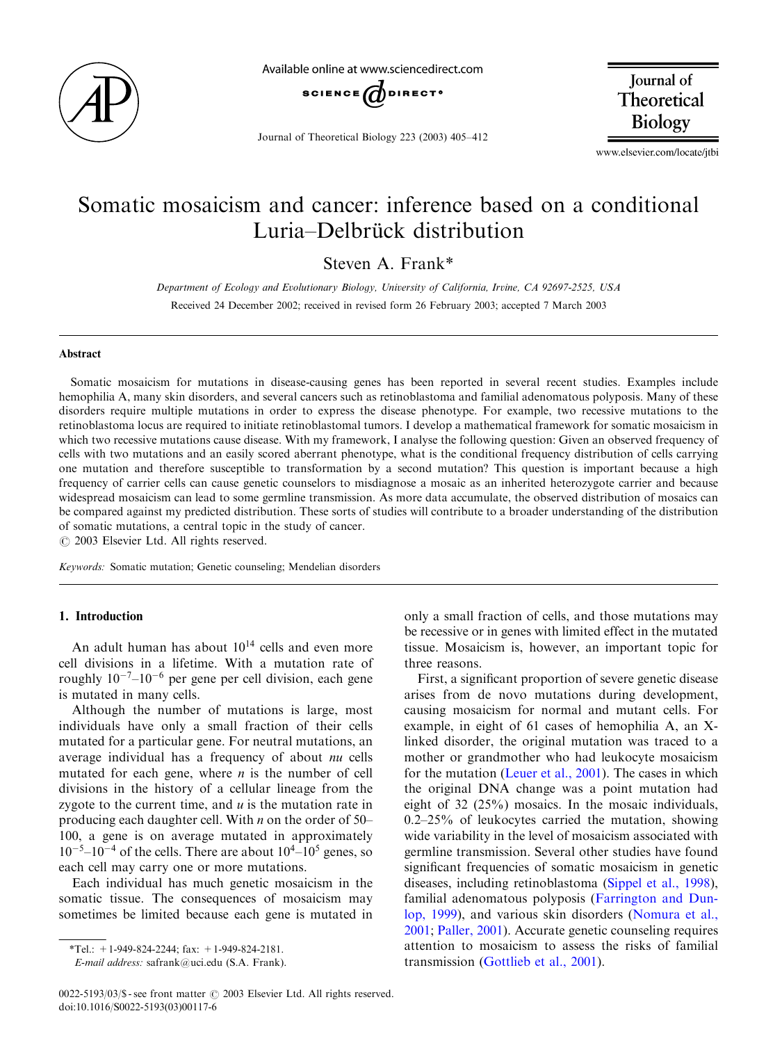# Somatic mosaicism and cancer: inference based on a conditional Luria–Delbrück distribution

Steven A. Frank*

*Department of Ecology and Evolutionary Biology, University of California, Irvine, CA 92697-2525, USA*

Received 24 December 2002; received in revised form 26 February 2003; accepted 7 March 2003

## Abstract

Somatic mosaicism for mutations in disease-causing genes has been reported in several recent studies. Examples include hemophilia A, many skin disorders, and several cancers such as retinoblastoma and familial adenomatous polyposis. Many of these disorders require multiple mutations in order to express the disease phenotype. For example, two recessive mutations to the retinoblastoma locus are required to initiate retinoblastomal tumors. I develop a mathematical framework for somatic mosaicism in which two recessive mutations cause disease. With my framework, I analyse the following question: Given an observed frequency of cells with two mutations and an easily scored aberrant phenotype, what is the conditional frequency distribution of cells carrying one mutation and therefore susceptible to transformation by a second mutation? This question is important because a high frequency of carrier cells can cause genetic counselors to misdiagnose a mosaic as an inherited heterozygote carrier and because widespread mosaicism can lead to some germline transmission. As more data accumulate, the observed distribution of mosaics can be compared against my predicted distribution. These sorts of studies will contribute to a broader understanding of the distribution of somatic mutations, a central topic in the study of cancer.

© 2003 Elsevier Ltd. All rights reserved.

*Keywords:* Somatic mutation; Genetic counseling; Mendelian disorders

## 1. Introduction

An adult human has about $10^{14}$ cells and even more cell divisions in a lifetime. With a mutation rate of roughly $10^{-7}$–$10^{-6}$ per gene per cell division, each gene is mutated in many cells.

Although the number of mutations is large, most individuals have only a small fraction of their cells mutated for a particular gene. For neutral mutations, an average individual has a frequency of about $nu$ cells mutated for each gene, where $n$ is the number of cell divisions in the history of a cellular lineage from the zygote to the current time, and $u$ is the mutation rate in producing each daughter cell. With $n$ on the order of 50–100, a gene is on average mutated in approximately $10^{-5}$–$10^{-4}$ of the cells. There are about $10^4$–$10^5$ genes, so each cell may carry one or more mutations.

Each individual has much genetic mosaicism in the somatic tissue. The consequences of mosaicism may sometimes be limited because each gene is mutated in only a small fraction of cells, and those mutations may be recessive or in genes with limited effect in the mutated tissue. Mosaicism is, however, an important topic for three reasons.

First, a significant proportion of severe genetic disease arises from de novo mutations during development, causing mosaicism for normal and mutant cells. For example, in eight of 61 cases of hemophilia A, an X-linked disorder, the original mutation was traced to a mother or grandmother who had leukocyte mosaicism for the mutation (Leuer et al., 2001). The cases in which the original DNA change was a point mutation had eight of 32 (25%) mosaics. In the mosaic individuals, 0.2–25% of leukocytes carried the mutation, showing wide variability in the level of mosaicism associated with germline transmission. Several other studies have found significant frequencies of somatic mosaicism in genetic diseases, including retinoblastoma (Sippel et al., 1998), familial adenomatous polyposis (Farrington and Dunlop, 1999), and various skin disorders (Nomura et al., 2001; Paller, 2001). Accurate genetic counseling requires attention to mosaicism to assess the risks of familial transmission (Gottlieb et al., 2001).

*Tel.: +1-949-824-2244; fax: +1-949-824-2181.
*E-mail address:* safrank@uci.edu (S.A. Frank).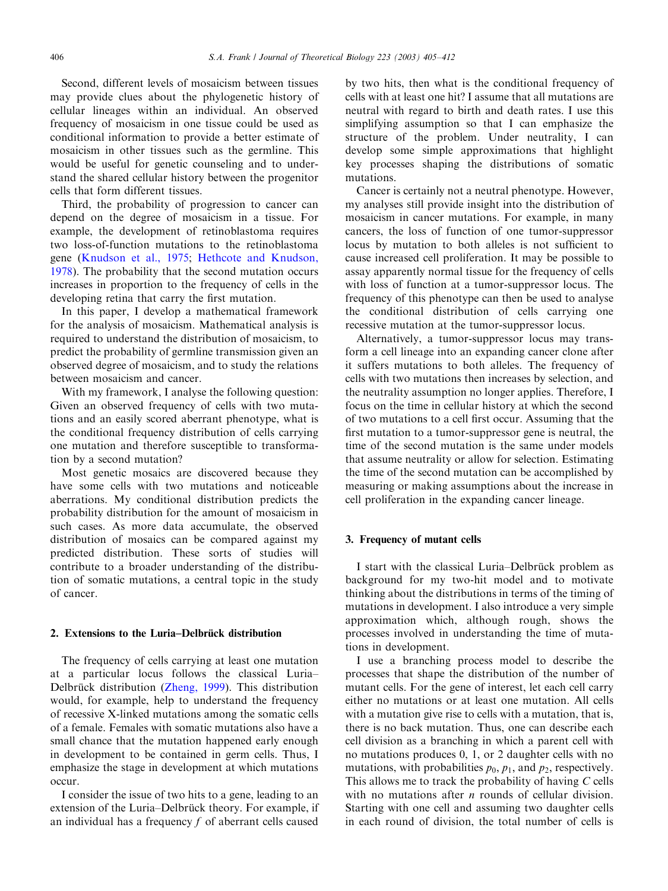Second, different levels of mosaicism between tissues may provide clues about the phylogenetic history of cellular lineages within an individual. An observed frequency of mosaicism in one tissue could be used as conditional information to provide a better estimate of mosaicism in other tissues such as the germline. This would be useful for genetic counseling and to understand the shared cellular history between the progenitor cells that form different tissues.

Third, the probability of progression to cancer can depend on the degree of mosaicism in a tissue. For example, the development of retinoblastoma requires two loss-of-function mutations to the retinoblastoma gene (Knudson et al., 1975; Hethcote and Knudson, 1978). The probability that the second mutation occurs increases in proportion to the frequency of cells in the developing retina that carry the first mutation.

In this paper, I develop a mathematical framework for the analysis of mosaicism. Mathematical analysis is required to understand the distribution of mosaicism, to predict the probability of germline transmission given an observed degree of mosaicism, and to study the relations between mosaicism and cancer.

With my framework, I analyse the following question: Given an observed frequency of cells with two mutations and an easily scored aberrant phenotype, what is the conditional frequency distribution of cells carrying one mutation and therefore susceptible to transformation by a second mutation?

Most genetic mosaics are discovered because they have some cells with two mutations and noticeable aberrations. My conditional distribution predicts the probability distribution for the amount of mosaicism in such cases. As more data accumulate, the observed distribution of mosaics can be compared against my predicted distribution. These sorts of studies will contribute to a broader understanding of the distribution of somatic mutations, a central topic in the study of cancer.

## 2. Extensions to the Luria–Delbrück distribution

The frequency of cells carrying at least one mutation at a particular locus follows the classical Luria–Delbrück distribution (Zheng, 1999). This distribution would, for example, help to understand the frequency of recessive X-linked mutations among the somatic cells of a female. Females with somatic mutations also have a small chance that the mutation happened early enough in development to be contained in germ cells. Thus, I emphasize the stage in development at which mutations occur.

I consider the issue of two hits to a gene, leading to an extension of the Luria–Delbrück theory. For example, if an individual has a frequency $f$ of aberrant cells caused by two hits, then what is the conditional frequency of cells with at least one hit? I assume that all mutations are neutral with regard to birth and death rates. I use this simplifying assumption so that I can emphasize the structure of the problem. Under neutrality, I can develop some simple approximations that highlight key processes shaping the distributions of somatic mutations.

Cancer is certainly not a neutral phenotype. However, my analyses still provide insight into the distribution of mosaicism in cancer mutations. For example, in many cancers, the loss of function of one tumor-suppressor locus by mutation to both alleles is not sufficient to cause increased cell proliferation. It may be possible to assay apparently normal tissue for the frequency of cells with loss of function at a tumor-suppressor locus. The frequency of this phenotype can then be used to analyse the conditional distribution of cells carrying one recessive mutation at the tumor-suppressor locus.

Alternatively, a tumor-suppressor locus may transform a cell lineage into an expanding cancer clone after it suffers mutations to both alleles. The frequency of cells with two mutations then increases by selection, and the neutrality assumption no longer applies. Therefore, I focus on the time in cellular history at which the second of two mutations to a cell first occur. Assuming that the first mutation to a tumor-suppressor gene is neutral, the time of the second mutation is the same under models that assume neutrality or allow for selection. Estimating the time of the second mutation can be accomplished by measuring or making assumptions about the increase in cell proliferation in the expanding cancer lineage.

## 3. Frequency of mutant cells

I start with the classical Luria–Delbrück problem as background for my two-hit model and to motivate thinking about the distributions in terms of the timing of mutations in development. I also introduce a very simple approximation which, although rough, shows the processes involved in understanding the time of mutations in development.

I use a branching process model to describe the processes that shape the distribution of the number of mutant cells. For the gene of interest, let each cell carry either no mutations or at least one mutation. All cells with a mutation give rise to cells with a mutation, that is, there is no back mutation. Thus, one can describe each cell division as a branching in which a parent cell with no mutations produces 0, 1, or 2 daughter cells with no mutations, with probabilities $p_0$, $p_1$, and $p_2$, respectively. This allows me to track the probability of having $C$ cells with no mutations after $n$ rounds of cellular division. Starting with one cell and assuming two daughter cells in each round of division, the total number of cells is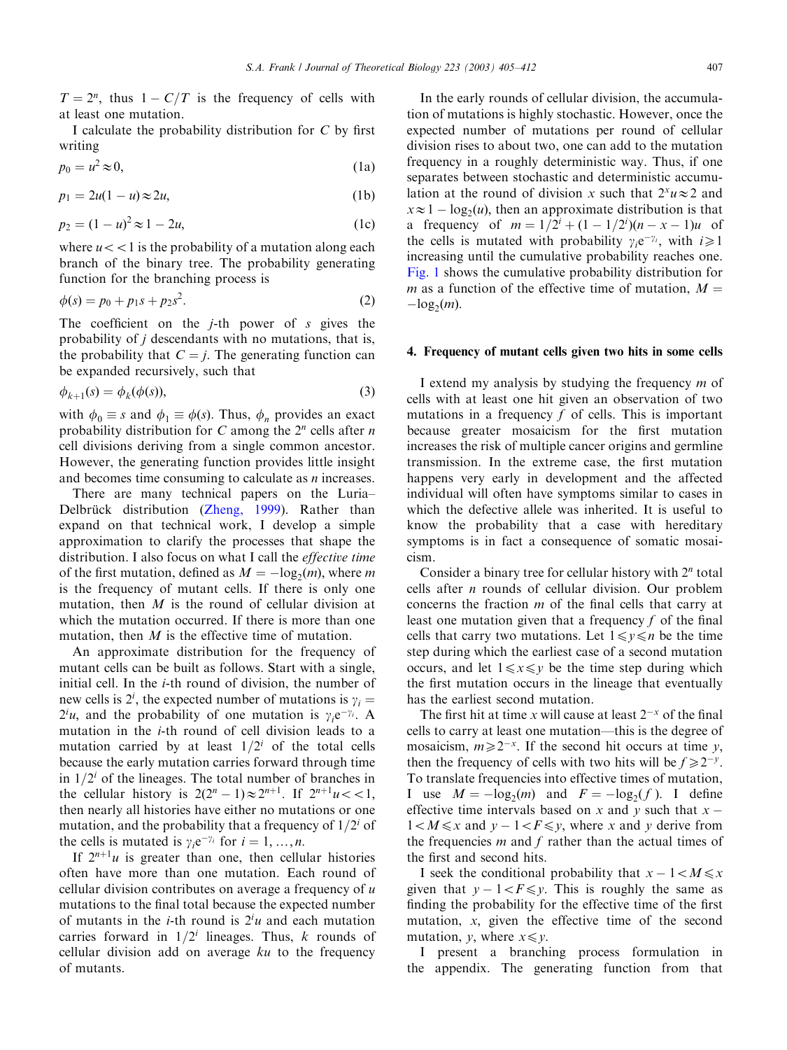$T = 2^n$, thus $1 - C/T$ is the frequency of cells with at least one mutation.

I calculate the probability distribution for $C$ by first writing

$$p_0 = u^2 \approx 0, \tag{1a}$$

$$p_1 = 2u(1-u) \approx 2u, \tag{1b}$$

$$p_2 = (1-u)^2 \approx 1 - 2u, \tag{1c}$$

where $u << 1$ is the probability of a mutation along each branch of the binary tree. The probability generating function for the branching process is

$$\phi(s) = p_0 + p_1 s + p_2 s^2. \tag{2}$$

The coefficient on the $j$-th power of $s$ gives the probability of $j$ descendants with no mutations, that is, the probability that $C = j$. The generating function can be expanded recursively, such that

$$\phi_{k+1}(s) = \phi_k(\phi(s)), \tag{3}$$

with $\phi_0 \equiv s$ and $\phi_1 \equiv \phi(s)$. Thus, $\phi_n$ provides an exact probability distribution for $C$ among the $2^n$ cells after $n$ cell divisions deriving from a single common ancestor. However, the generating function provides little insight and becomes time consuming to calculate as $n$ increases.

There are many technical papers on the Luria–Delbrück distribution (Zheng, 1999). Rather than expand on that technical work, I develop a simple approximation to clarify the processes that shape the distribution. I also focus on what I call the *effective time* of the first mutation, defined as $M = -\log_2(m)$, where $m$ is the frequency of mutant cells. If there is only one mutation, then $M$ is the round of cellular division at which the mutation occurred. If there is more than one mutation, then $M$ is the effective time of mutation.

An approximate distribution for the frequency of mutant cells can be built as follows. Start with a single, initial cell. In the $i$-th round of division, the number of new cells is $2^i$, the expected number of mutations is $\gamma_i = 2^i u$, and the probability of one mutation is $\gamma_i e^{-\gamma_i}$. A mutation in the $i$-th round of cell division leads to a mutation carried by at least $1/2^i$ of the total cells because the early mutation carries forward through time in $1/2^i$ of the lineages. The total number of branches in the cellular history is $2(2^n - 1) \approx 2^{n+1}$. If $2^{n+1}u << 1$, then nearly all histories have either no mutations or one mutation, and the probability that a frequency of $1/2^i$ of the cells is mutated is $\gamma_i e^{-\gamma_i}$ for $i = 1, \ldots, n$.

If $2^{n+1}u$ is greater than one, then cellular histories often have more than one mutation. Each round of cellular division contributes on average a frequency of $u$ mutations to the final total because the expected number of mutants in the $i$-th round is $2^i u$ and each mutation carries forward in $1/2^i$ lineages. Thus, $k$ rounds of cellular division add on average $ku$ to the frequency of mutants.

In the early rounds of cellular division, the accumulation of mutations is highly stochastic. However, once the expected number of mutations per round of cellular division rises to about two, one can add to the mutation frequency in a roughly deterministic way. Thus, if one separates between stochastic and deterministic accumulation at the round of division $x$ such that $2^x u \approx 2$ and $x \approx 1 - \log_2(u)$, then an approximate distribution is that a frequency of $m = 1/2^i + (1 - 1/2^i)(n - x - 1)u$ of the cells is mutated with probability $\gamma_i e^{-\gamma_i}$, with $i \geqslant 1$ increasing until the cumulative probability reaches one. Fig. 1 shows the cumulative probability distribution for $m$ as a function of the effective time of mutation, $M = -\log_2(m)$.

## 4. Frequency of mutant cells given two hits in some cells

I extend my analysis by studying the frequency $m$ of cells with at least one hit given an observation of two mutations in a frequency $f$ of cells. This is important because greater mosaicism for the first mutation increases the risk of multiple cancer origins and germline transmission. In the extreme case, the first mutation happens very early in development and the affected individual will often have symptoms similar to cases in which the defective allele was inherited. It is useful to know the probability that a case with hereditary symptoms is in fact a consequence of somatic mosaicism.

Consider a binary tree for cellular history with $2^n$ total cells after $n$ rounds of cellular division. Our problem concerns the fraction $m$ of the final cells that carry at least one mutation given that a frequency $f$ of the final cells that carry two mutations. Let $1 \leqslant y \leqslant n$ be the time step during which the earliest case of a second mutation occurs, and let $1 \leqslant x \leqslant y$ be the time step during which the first mutation occurs in the lineage that eventually has the earliest second mutation.

The first hit at time $x$ will cause at least $2^{-x}$ of the final cells to carry at least one mutation—this is the degree of mosaicism, $m \geqslant 2^{-x}$. If the second hit occurs at time $y$, then the frequency of cells with two hits will be $f \geqslant 2^{-y}$. To translate frequencies into effective times of mutation, I use $M = -\log_2(m)$ and $F = -\log_2(f)$. I define effective time intervals based on $x$ and $y$ such that $x - 1 < M \leqslant x$ and $y - 1 < F \leqslant y$, where $x$ and $y$ derive from the frequencies $m$ and $f$ rather than the actual times of the first and second hits.

I seek the conditional probability that $x - 1 < M \leqslant x$ given that $y - 1 < F \leqslant y$. This is roughly the same as finding the probability for the effective time of the first mutation, $x$, given the effective time of the second mutation, $y$, where $x \leqslant y$.

I present a branching process formulation in the appendix. The generating function from that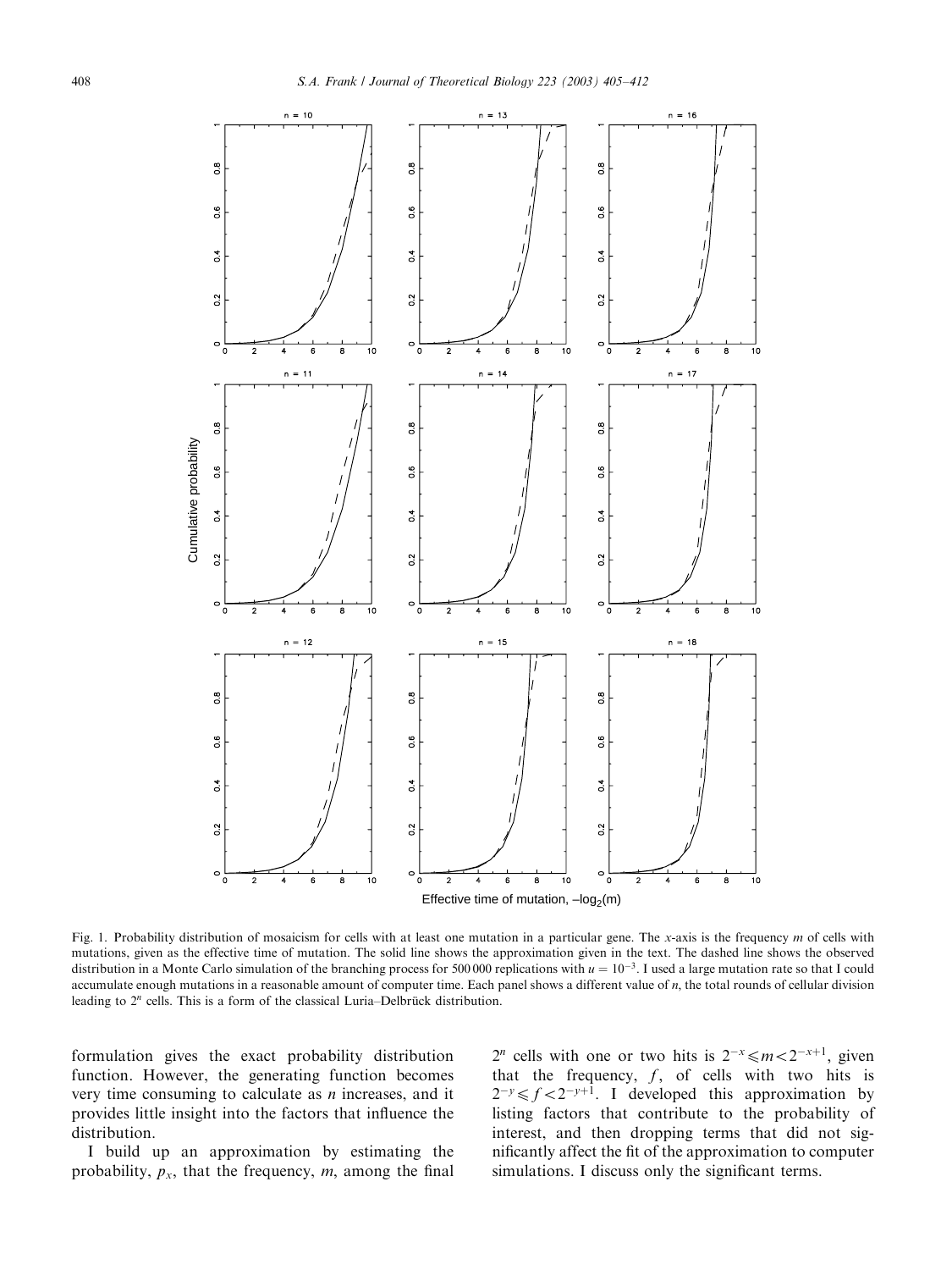Fig. 1. Probability distribution of mosaicism for cells with at least one mutation in a particular gene. The $x$-axis is the frequency $m$ of cells with mutations, given as the effective time of mutation. The solid line shows the approximation given in the text. The dashed line shows the observed distribution in a Monte Carlo simulation of the branching process for 500 000 replications with $u = 10^{-3}$. I used a large mutation rate so that I could accumulate enough mutations in a reasonable amount of computer time. Each panel shows a different value of $n$, the total rounds of cellular division leading to $2^n$ cells. This is a form of the classical Luria–Delbrück distribution.

formulation gives the exact probability distribution function. However, the generating function becomes very time consuming to calculate as $n$ increases, and it provides little insight into the factors that influence the distribution.

I build up an approximation by estimating the probability, $p_x$, that the frequency, $m$, among the final $2^n$ cells with one or two hits is $2^{-x} \leqslant m < 2^{-x+1}$, given that the frequency, $f$, of cells with two hits is $2^{-y} \leqslant f < 2^{-y+1}$. I developed this approximation by listing factors that contribute to the probability of interest, and then dropping terms that did not significantly affect the fit of the approximation to computer simulations. I discuss only the significant terms.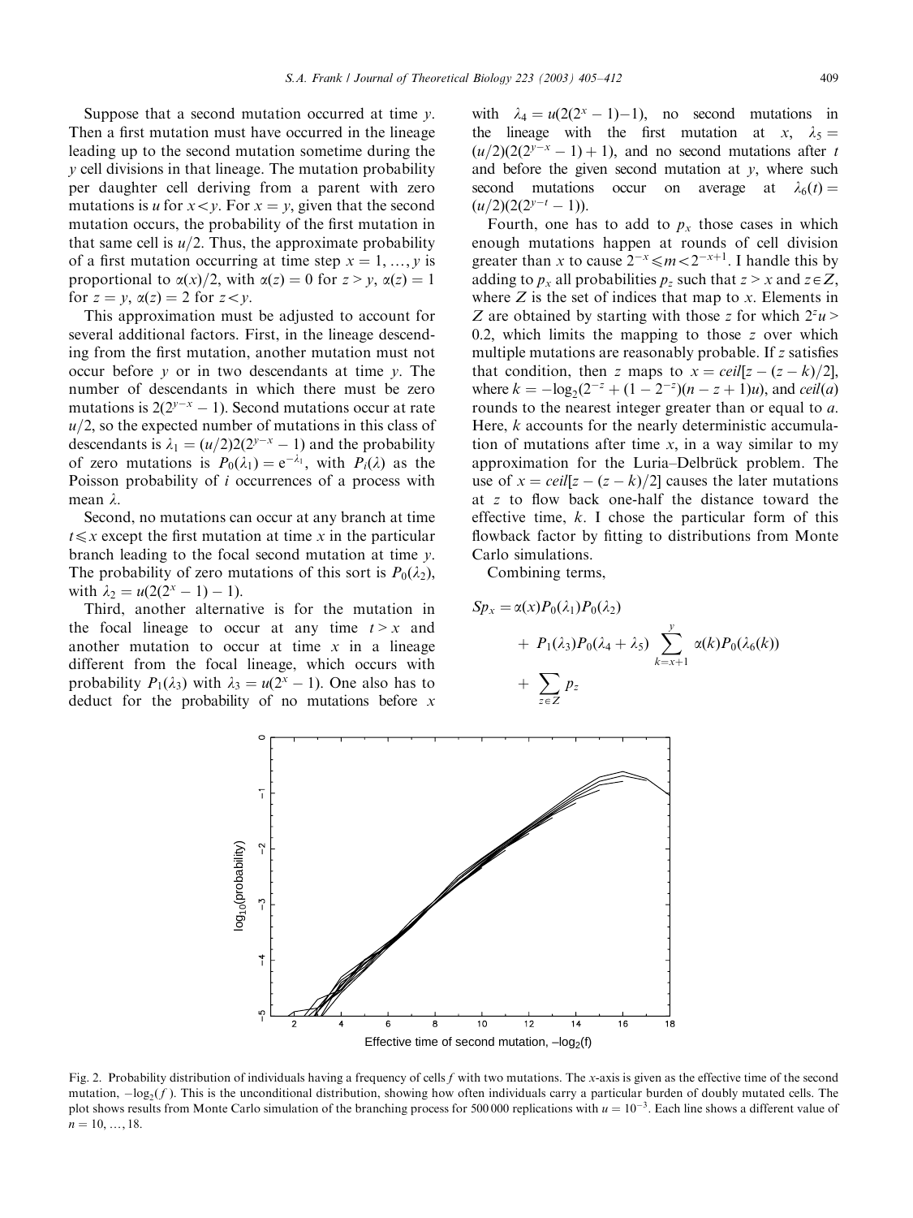Suppose that a second mutation occurred at time $y$. Then a first mutation must have occurred in the lineage leading up to the second mutation sometime during the $y$ cell divisions in that lineage. The mutation probability per daughter cell deriving from a parent with zero mutations is $u$ for $x < y$. For $x = y$, given that the second mutation occurs, the probability of the first mutation in that same cell is $u/2$. Thus, the approximate probability of a first mutation occurring at time step $x = 1, \ldots, y$ is proportional to $\alpha(x)/2$, with $\alpha(z) = 0$ for $z > y$, $\alpha(z) = 1$ for $z = y$, $\alpha(z) = 2$ for $z < y$.

This approximation must be adjusted to account for several additional factors. First, in the lineage descending from the first mutation, another mutation must not occur before $y$ or in two descendants at time $y$. The number of descendants in which there must be zero mutations is $2(2^{y-x} - 1)$. Second mutations occur at rate $u/2$, so the expected number of mutations in this class of descendants is $\lambda_1 = (u/2)2(2^{y-x} - 1)$ and the probability of zero mutations is $P_0(\lambda_1) = e^{-\lambda_1}$, with $P_i(\lambda)$ as the Poisson probability of $i$ occurrences of a process with mean $\lambda$.

Second, no mutations can occur at any branch at time $t \leqslant x$ except the first mutation at time $x$ in the particular branch leading to the focal second mutation at time $y$. The probability of zero mutations of this sort is $P_0(\lambda_2)$, with $\lambda_2 = u(2(2^x - 1) - 1)$.

Third, another alternative is for the mutation in the focal lineage to occur at any time $t > x$ and another mutation to occur at time $x$ in a lineage different from the focal lineage, which occurs with probability $P_1(\lambda_3)$ with $\lambda_3 = u(2^x - 1)$. One also has to deduct for the probability of no mutations before $x$ with $\lambda_4 = u(2(2^x - 1) - 1)$, no second mutations in the lineage with the first mutation at $x$, $\lambda_5 = (u/2)(2(2^{y-x} - 1) + 1)$, and no second mutations after $t$ and before the given second mutation at $y$, where such second mutations occur on average at $\lambda_6(t) = (u/2)(2(2^{y-t} - 1))$.

Fourth, one has to add to $p_x$ those cases in which enough mutations happen at rounds of cell division greater than $x$ to cause $2^{-x} \leqslant m < 2^{-x+1}$. I handle this by adding to $p_x$ all probabilities $p_z$ such that $z > x$ and $z \in Z$, where $Z$ is the set of indices that map to $x$. Elements in $Z$ are obtained by starting with those $z$ for which $2^z u > 0.2$, which limits the mapping to those $z$ over which multiple mutations are reasonably probable. If $z$ satisfies that condition, then $z$ maps to $x = ceil[z - (z - k)/2]$, where $k = -\log_2(2^{-z} + (1 - 2^{-z})(n - z + 1)u)$, and $ceil(a)$ rounds to the nearest integer greater than or equal to $a$. Here, $k$ accounts for the nearly deterministic accumulation of mutations after time $x$, in a way similar to my approximation for the Luria–Delbrück problem. The use of $x = ceil[z - (z - k)/2]$ causes the later mutations at $z$ to flow back one-half the distance toward the effective time, $k$. I chose the particular form of this flowback factor by fitting to distributions from Monte Carlo simulations.

Combining terms,

$$
\begin{aligned}
Sp_x &= \alpha(x)P_0(\lambda_1)P_0(\lambda_2) \\
&\quad + P_1(\lambda_3)P_0(\lambda_4 + \lambda_5) \sum_{k=x+1}^{y} \alpha(k)P_0(\lambda_6(k)) \\
&\quad + \sum_{z \in Z} p_z
\end{aligned}
$$

Fig. 2. Probability distribution of individuals having a frequency of cells $f$ with two mutations. The $x$-axis is given as the effective time of the second mutation, $-\log_2(f)$. This is the unconditional distribution, showing how often individuals carry a particular burden of doubly mutated cells. The plot shows results from Monte Carlo simulation of the branching process for 500 000 replications with $u = 10^{-3}$. Each line shows a different value of $n = 10, \ldots, 18$.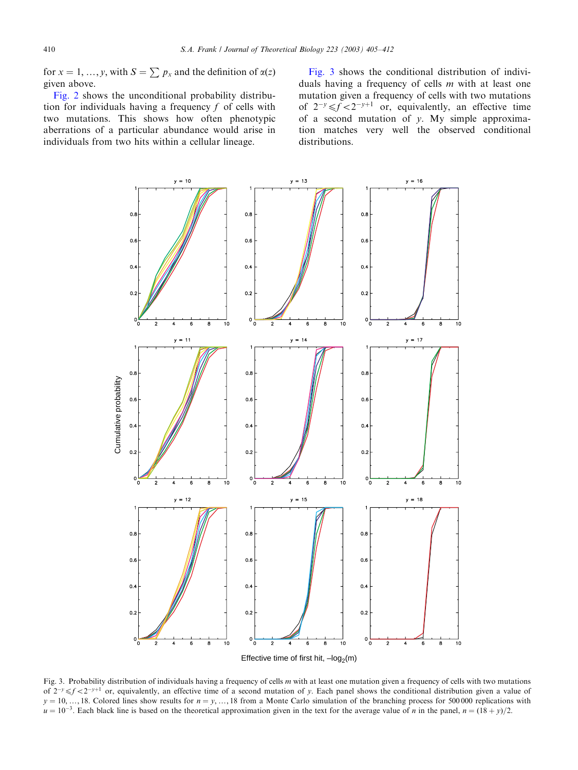for $x = 1, \ldots, y$, with $S = \sum p_x$ and the definition of $\alpha(z)$ given above.

Fig. 2 shows the unconditional probability distribution for individuals having a frequency $f$ of cells with two mutations. This shows how often phenotypic aberrations of a particular abundance would arise in individuals from two hits within a cellular lineage.

Fig. 3 shows the conditional distribution of individuals having a frequency of cells $m$ with at least one mutation given a frequency of cells with two mutations of $2^{-y} \leqslant f < 2^{-y+1}$ or, equivalently, an effective time of a second mutation of $y$. My simple approximation matches very well the observed conditional distributions.

Fig. 3. Probability distribution of individuals having a frequency of cells $m$ with at least one mutation given a frequency of cells with two mutations of $2^{-y} \leqslant f < 2^{-y+1}$ or, equivalently, an effective time of a second mutation of $y$. Each panel shows the conditional distribution given a value of $y = 10, \ldots, 18$. Colored lines show results for $n = y, \ldots, 18$ from a Monte Carlo simulation of the branching process for 500 000 replications with $u = 10^{-3}$. Each black line is based on the theoretical approximation given in the text for the average value of $n$ in the panel, $n = (18 + y)/2$.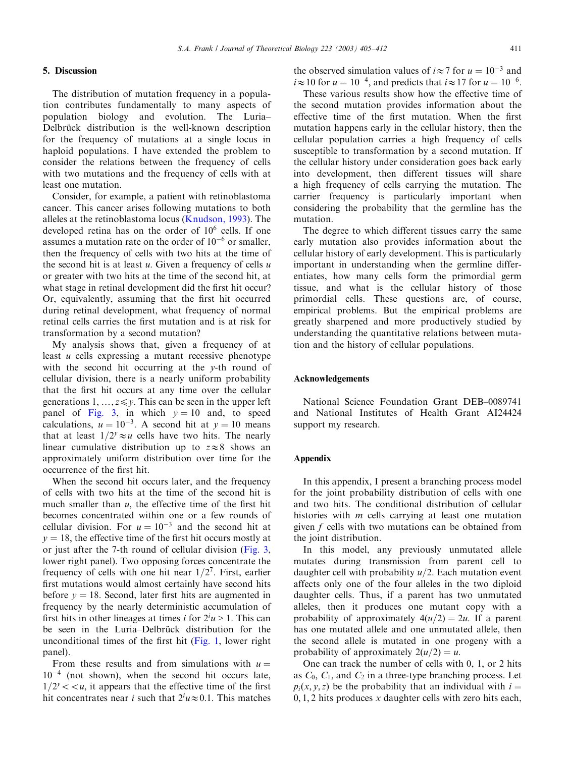## 5. Discussion

The distribution of mutation frequency in a population contributes fundamentally to many aspects of population biology and evolution. The Luria–Delbrück distribution is the well-known description for the frequency of mutations at a single locus in haploid populations. I have extended the problem to consider the relations between the frequency of cells with two mutations and the frequency of cells with at least one mutation.

Consider, for example, a patient with retinoblastoma cancer. This cancer arises following mutations to both alleles at the retinoblastoma locus (Knudson, 1993). The developed retina has on the order of $10^6$ cells. If one assumes a mutation rate on the order of $10^{-6}$ or smaller, then the frequency of cells with two hits at the time of the second hit is at least $u$. Given a frequency of cells $u$ or greater with two hits at the time of the second hit, at what stage in retinal development did the first hit occur? Or, equivalently, assuming that the first hit occurred during retinal development, what frequency of normal retinal cells carries the first mutation and is at risk for transformation by a second mutation?

My analysis shows that, given a frequency of at least $u$ cells expressing a mutant recessive phenotype with the second hit occurring at the $y$-th round of cellular division, there is a nearly uniform probability that the first hit occurs at any time over the cellular generations $1, \ldots, z \leqslant y$. This can be seen in the upper left panel of Fig. 3, in which $y = 10$ and, to speed calculations, $u = 10^{-3}$. A second hit at $y = 10$ means that at least $1/2^y \approx u$ cells have two hits. The nearly linear cumulative distribution up to $z \approx 8$ shows an approximately uniform distribution over time for the occurrence of the first hit.

When the second hit occurs later, and the frequency of cells with two hits at the time of the second hit is much smaller than $u$, the effective time of the first hit becomes concentrated within one or a few rounds of cellular division. For $u = 10^{-3}$ and the second hit at $y = 18$, the effective time of the first hit occurs mostly at or just after the 7-th round of cellular division (Fig. 3, lower right panel). Two opposing forces concentrate the frequency of cells with one hit near $1/2^7$. First, earlier first mutations would almost certainly have second hits before $y = 18$. Second, later first hits are augmented in frequency by the nearly deterministic accumulation of first hits in other lineages at times $i$ for $2^i u > 1$. This can be seen in the Luria–Delbrück distribution for the unconditional times of the first hit (Fig. 1, lower right panel).

From these results and from simulations with $u = 10^{-4}$ (not shown), when the second hit occurs late, $1/2^y << u$, it appears that the effective time of the first hit concentrates near $i$ such that $2^i u \approx 0.1$. This matches the observed simulation values of $i \approx 7$ for $u = 10^{-3}$ and $i \approx 10$ for $u = 10^{-4}$, and predicts that $i \approx 17$ for $u = 10^{-6}$.

These various results show how the effective time of the second mutation provides information about the effective time of the first mutation. When the first mutation happens early in the cellular history, then the cellular population carries a high frequency of cells susceptible to transformation by a second mutation. If the cellular history under consideration goes back early into development, then different tissues will share a high frequency of cells carrying the mutation. The carrier frequency is particularly important when considering the probability that the germline has the mutation.

The degree to which different tissues carry the same early mutation also provides information about the cellular history of early development. This is particularly important in understanding when the germline differentiates, how many cells form the primordial germ tissue, and what is the cellular history of those primordial cells. These questions are, of course, empirical problems. But the empirical problems are greatly sharpened and more productively studied by understanding the quantitative relations between mutation and the history of cellular populations.

## Acknowledgements

National Science Foundation Grant DEB–0089741 and National Institutes of Health Grant AI24424 support my research.

## Appendix

In this appendix, I present a branching process model for the joint probability distribution of cells with one and two hits. The conditional distribution of cellular histories with $m$ cells carrying at least one mutation given $f$ cells with two mutations can be obtained from the joint distribution.

In this model, any previously unmutated allele mutates during transmission from parent cell to daughter cell with probability $u/2$. Each mutation event affects only one of the four alleles in the two diploid daughter cells. Thus, if a parent has two unmutated alleles, then it produces one mutant copy with a probability of approximately $4(u/2) = 2u$. If a parent has one mutated allele and one unmutated allele, then the second allele is mutated in one progeny with a probability of approximately $2(u/2) = u$.

One can track the number of cells with 0, 1, or 2 hits as $C_0$, $C_1$, and $C_2$ in a three-type branching process. Let $p_i(x, y, z)$ be the probability that an individual with $i = 0, 1, 2$ hits produces $x$ daughter cells with zero hits each,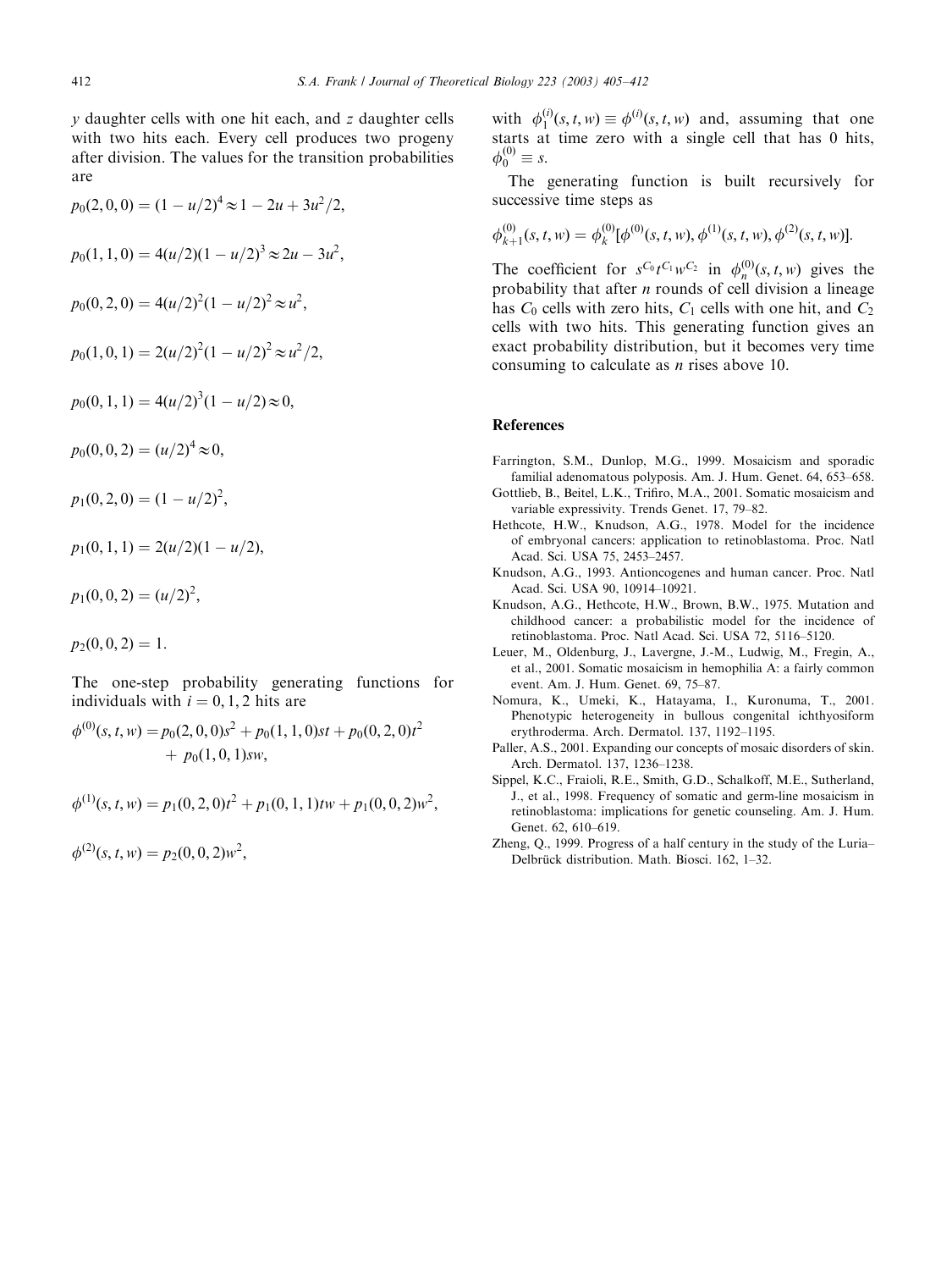$y$ daughter cells with one hit each, and $z$ daughter cells with two hits each. Every cell produces two progeny after division. The values for the transition probabilities are

$$p_0(2,0,0) = (1-u/2)^4 \approx 1 - 2u + 3u^2/2,$$

$$p_0(1,1,0) = 4(u/2)(1-u/2)^3 \approx 2u - 3u^2,$$

$$p_0(0,2,0) = 4(u/2)^2(1-u/2)^2 \approx u^2,$$

$$p_0(1,0,1) = 2(u/2)^2(1-u/2)^2 \approx u^2/2,$$

$$p_0(0,1,1) = 4(u/2)^3(1-u/2) \approx 0,$$

$$p_0(0,0,2) = (u/2)^4 \approx 0,$$

$$p_1(0,2,0) = (1-u/2)^2,$$

$$p_1(0,1,1) = 2(u/2)(1-u/2),$$

$$p_1(0,0,2) = (u/2)^2,$$

$$p_2(0,0,2) = 1.$$

The one-step probability generating functions for individuals with $i = 0, 1, 2$ hits are

$$\phi^{(0)}(s,t,w) = p_0(2,0,0)s^2 + p_0(1,1,0)st + p_0(0,2,0)t^2 + p_0(1,0,1)sw,$$

$$\phi^{(1)}(s,t,w) = p_1(0,2,0)t^2 + p_1(0,1,1)tw + p_1(0,0,2)w^2,$$

$$\phi^{(2)}(s,t,w) = p_2(0,0,2)w^2,$$

with $\phi_1^{(i)}(s,t,w) \equiv \phi^{(i)}(s,t,w)$ and, assuming that one starts at time zero with a single cell that has 0 hits, $\phi_0^{(0)} \equiv s$.

The generating function is built recursively for successive time steps as

$$\phi_{k+1}^{(0)}(s,t,w) = \phi_k^{(0)}[\phi^{(0)}(s,t,w), \phi^{(1)}(s,t,w), \phi^{(2)}(s,t,w)].$$

The coefficient for $s^{C_0}t^{C_1}w^{C_2}$ in $\phi_n^{(0)}(s,t,w)$ gives the probability that after $n$ rounds of cell division a lineage has $C_0$ cells with zero hits, $C_1$ cells with one hit, and $C_2$ cells with two hits. This generating function gives an exact probability distribution, but it becomes very time consuming to calculate as $n$ rises above 10.

## References

Farrington, S.M., Dunlop, M.G., 1999. Mosaicism and sporadic familial adenomatous polyposis. Am. J. Hum. Genet. 64, 653–658.

Gottlieb, B., Beitel, L.K., Trifiro, M.A., 2001. Somatic mosaicism and variable expressivity. Trends Genet. 17, 79–82.

Hethcote, H.W., Knudson, A.G., 1978. Model for the incidence of embryonal cancers: application to retinoblastoma. Proc. Natl Acad. Sci. USA 75, 2453–2457.

Knudson, A.G., 1993. Antioncogenes and human cancer. Proc. Natl Acad. Sci. USA 90, 10914–10921.

Knudson, A.G., Hethcote, H.W., Brown, B.W., 1975. Mutation and childhood cancer: a probabilistic model for the incidence of retinoblastoma. Proc. Natl Acad. Sci. USA 72, 5116–5120.

Leuer, M., Oldenburg, J., Lavergne, J.-M., Ludwig, M., Fregin, A., et al., 2001. Somatic mosaicism in hemophilia A: a fairly common event. Am. J. Hum. Genet. 69, 75–87.

Nomura, K., Umeki, K., Hatayama, I., Kuronuma, T., 2001. Phenotypic heterogeneity in bullous congenital ichthyosiform erythroderma. Arch. Dermatol. 137, 1192–1195.

Paller, A.S., 2001. Expanding our concepts of mosaic disorders of skin. Arch. Dermatol. 137, 1236–1238.

Sippel, K.C., Fraioli, R.E., Smith, G.D., Schalkoff, M.E., Sutherland, J., et al., 1998. Frequency of somatic and germ-line mosaicism in retinoblastoma: implications for genetic counseling. Am. J. Hum. Genet. 62, 610–619.

Zheng, Q., 1999. Progress of a half century in the study of the Luria–Delbrück distribution. Math. Biosci. 162, 1–32.